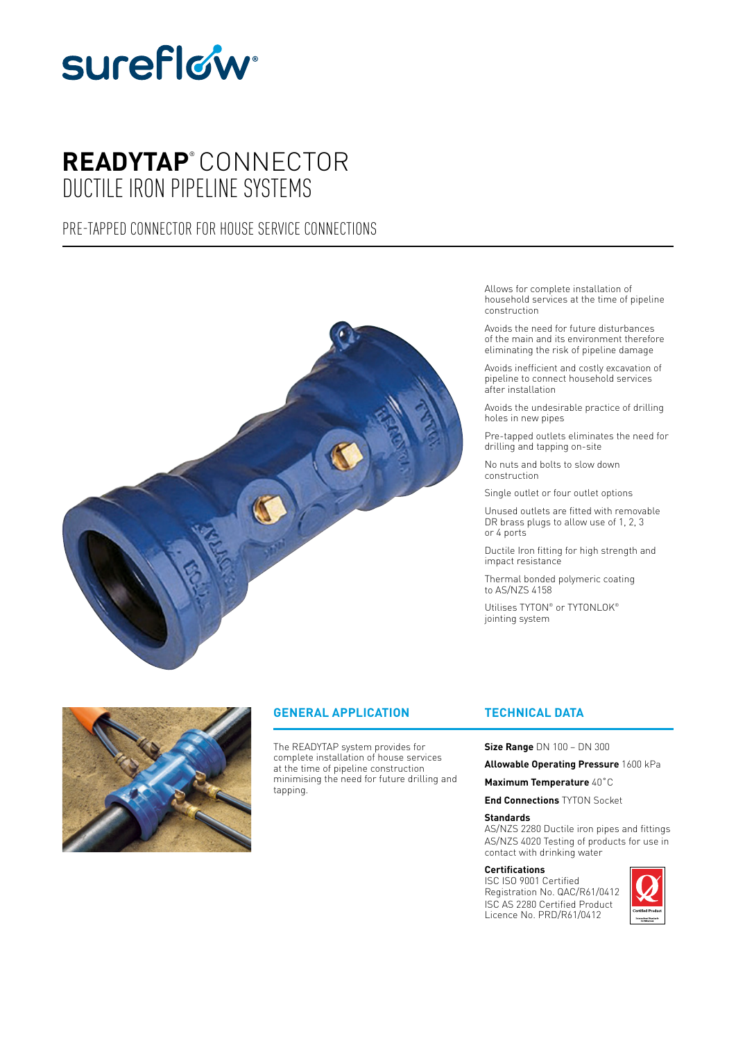sureflow®

# READYTAP® CONNECTOR
## DUCTILE IRON PIPELINE SYSTEMS

### PRE-TAPPED CONNECTOR FOR HOUSE SERVICE CONNECTIONS

Allows for complete installation of household services at the time of pipeline construction

Avoids the need for future disturbances of the main and its environment therefore eliminating the risk of pipeline damage

Avoids inefficient and costly excavation of pipeline to connect household services after installation

Avoids the undesirable practice of drilling holes in new pipes

Pre-tapped outlets eliminates the need for drilling and tapping on-site

No nuts and bolts to slow down construction

Single outlet or four outlet options

Unused outlets are fitted with removable DR brass plugs to allow use of 1, 2, 3 or 4 ports

Ductile Iron fitting for high strength and impact resistance

Thermal bonded polymeric coating to AS/NZS 4158

Utilises TYTON® or TYTONLOK® jointing system

## GENERAL APPLICATION

The READYTAP system provides for complete installation of house services at the time of pipeline construction minimising the need for future drilling and tapping.

## TECHNICAL DATA

**Size Range** DN 100 – DN 300

**Allowable Operating Pressure** 1600 kPa

**Maximum Temperature** 40°C

**End Connections** TYTON Socket

**Standards**
AS/NZS 2280 Ductile iron pipes and fittings
AS/NZS 4020 Testing of products for use in contact with drinking water

**Certifications**
ISC ISO 9001 Certified
Registration No. QAC/R61/0412
ISC AS 2280 Certified Product
Licence No. PRD/R61/0412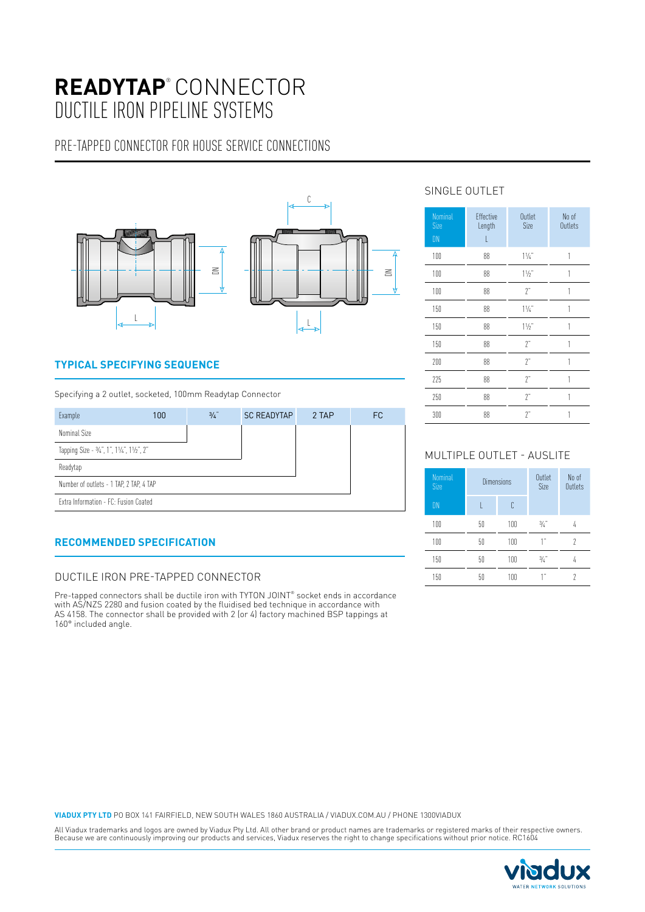# **READYTAP**® CONNECTOR
# DUCTILE IRON PIPELINE SYSTEMS

## PRE-TAPPED CONNECTOR FOR HOUSE SERVICE CONNECTIONS

C

DN

L

DN

L

## TYPICAL SPECIFYING SEQUENCE

Specifying a 2 outlet, socketed, 100mm Readytap Connector

| Example | 100 | ¾" | SC READYTAP | 2 TAP | FC |
|---|---|---|---|---|---|
| Nominal Size | | | | | |
| Tapping Size - ¾", 1", 1¼", 1½", 2" | | | | | |
| Readytap | | | | | |
| Number of outlets - 1 TAP, 2 TAP, 4 TAP | | | | | |
| Extra Information - FC: Fusion Coated | | | | | |

## RECOMMENDED SPECIFICATION

### DUCTILE IRON PRE-TAPPED CONNECTOR

Pre-tapped connectors shall be ductile iron with TYTON JOINT® socket ends in accordance with AS/NZS 2280 and fusion coated by the fluidised bed technique in accordance with AS 4158. The connector shall be provided with 2 (or 4) factory machined BSP tappings at 160° included angle.

## SINGLE OUTLET

| Nominal Size DN | Effective Length L | Outlet Size | No of Outlets |
|---|---|---|---|
| 100 | 88 | 1¼" | 1 |
| 100 | 88 | 1½" | 1 |
| 100 | 88 | 2" | 1 |
| 150 | 88 | 1¼" | 1 |
| 150 | 88 | 1½" | 1 |
| 150 | 88 | 2" | 1 |
| 200 | 88 | 2" | 1 |
| 225 | 88 | 2" | 1 |
| 250 | 88 | 2" | 1 |
| 300 | 88 | 2" | 1 |

## MULTIPLE OUTLET - AUSLITE

| Nominal Size | Dimensions | | Outlet Size | No of Outlets |
|---|---|---|---|---|
| DN | L | C | | |
| 100 | 50 | 100 | ¾" | 4 |
| 100 | 50 | 100 | 1" | 2 |
| 150 | 50 | 100 | ¾" | 4 |
| 150 | 50 | 100 | 1" | 2 |

**VIADUX PTY LTD** PO BOX 141 FAIRFIELD, NEW SOUTH WALES 1860 AUSTRALIA / VIADUX.COM.AU / PHONE 1300VIADUX

All Viadux trademarks and logos are owned by Viadux Pty Ltd. All other brand or product names are trademarks or registered marks of their respective owners. Because we are continuously improving our products and services, Viadux reserves the right to change specifications without prior notice. RC1604

viadux
WATER NETWORK SOLUTIONS